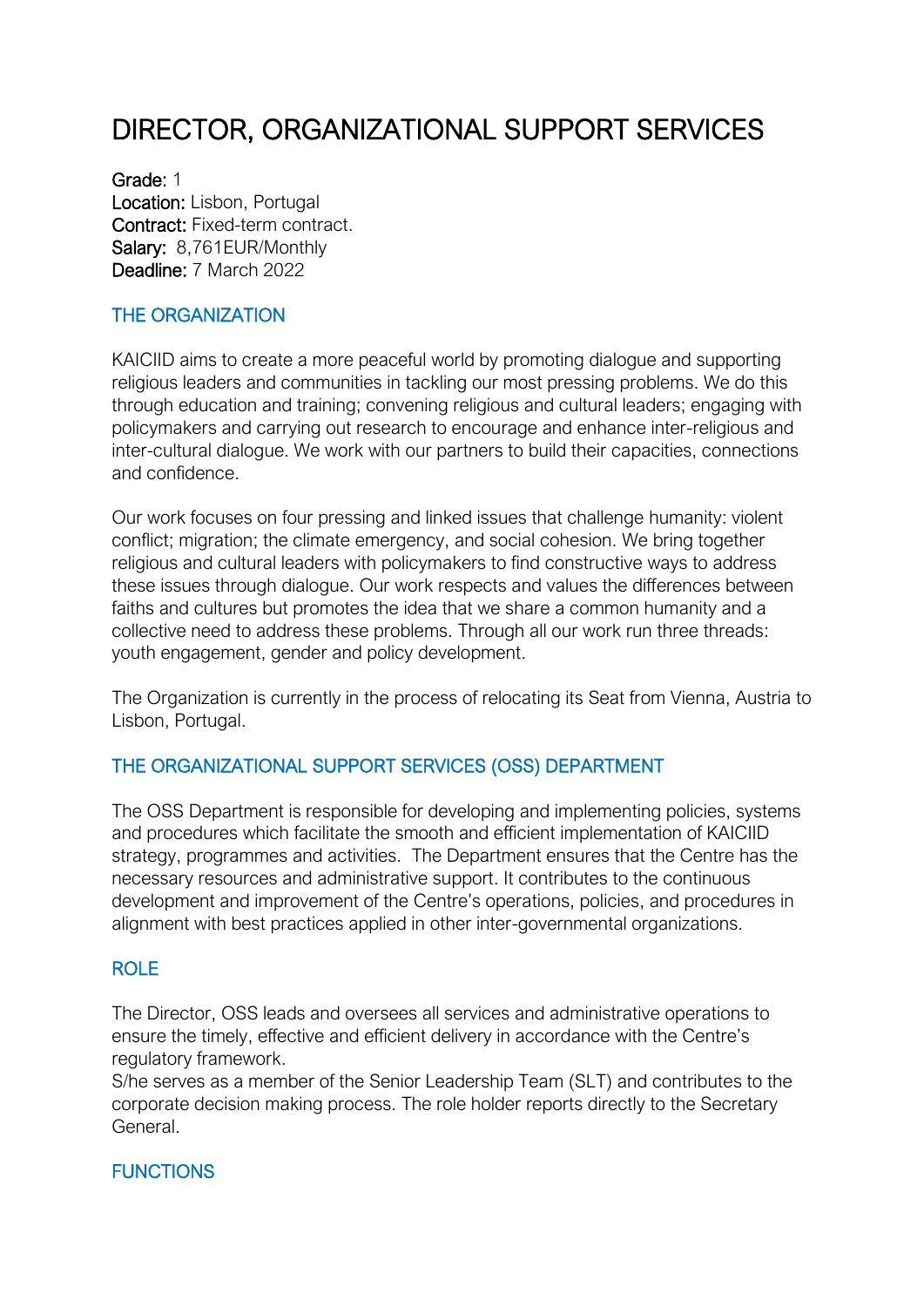# DIRECTOR, ORGANIZATIONAL SUPPORT SERVICES

**Grade:** 1
**Location:** Lisbon, Portugal
**Contract:** Fixed-term contract.
**Salary:** 8,761EUR/Monthly
**Deadline:** 7 March 2022

## THE ORGANIZATION

KAICIID aims to create a more peaceful world by promoting dialogue and supporting religious leaders and communities in tackling our most pressing problems. We do this through education and training; convening religious and cultural leaders; engaging with policymakers and carrying out research to encourage and enhance inter-religious and inter-cultural dialogue. We work with our partners to build their capacities, connections and confidence.

Our work focuses on four pressing and linked issues that challenge humanity: violent conflict; migration; the climate emergency, and social cohesion. We bring together religious and cultural leaders with policymakers to find constructive ways to address these issues through dialogue. Our work respects and values the differences between faiths and cultures but promotes the idea that we share a common humanity and a collective need to address these problems. Through all our work run three threads: youth engagement, gender and policy development.

The Organization is currently in the process of relocating its Seat from Vienna, Austria to Lisbon, Portugal.

## THE ORGANIZATIONAL SUPPORT SERVICES (OSS) DEPARTMENT

The OSS Department is responsible for developing and implementing policies, systems and procedures which facilitate the smooth and efficient implementation of KAICIID strategy, programmes and activities. The Department ensures that the Centre has the necessary resources and administrative support. It contributes to the continuous development and improvement of the Centre's operations, policies, and procedures in alignment with best practices applied in other inter-governmental organizations.

## ROLE

The Director, OSS leads and oversees all services and administrative operations to ensure the timely, effective and efficient delivery in accordance with the Centre's regulatory framework.
S/he serves as a member of the Senior Leadership Team (SLT) and contributes to the corporate decision making process. The role holder reports directly to the Secretary General.

## FUNCTIONS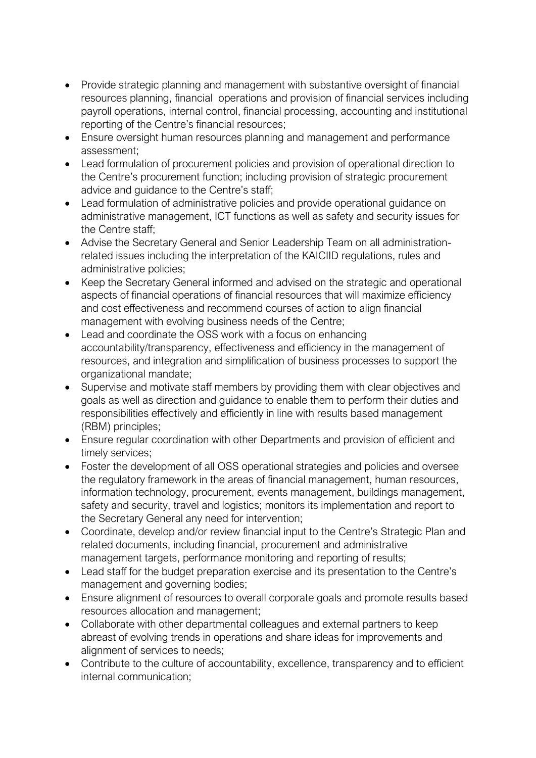- Provide strategic planning and management with substantive oversight of financial resources planning, financial operations and provision of financial services including payroll operations, internal control, financial processing, accounting and institutional reporting of the Centre's financial resources;
- Ensure oversight human resources planning and management and performance assessment;
- Lead formulation of procurement policies and provision of operational direction to the Centre's procurement function; including provision of strategic procurement advice and guidance to the Centre's staff;
- Lead formulation of administrative policies and provide operational guidance on administrative management, ICT functions as well as safety and security issues for the Centre staff;
- Advise the Secretary General and Senior Leadership Team on all administration-related issues including the interpretation of the KAICIID regulations, rules and administrative policies;
- Keep the Secretary General informed and advised on the strategic and operational aspects of financial operations of financial resources that will maximize efficiency and cost effectiveness and recommend courses of action to align financial management with evolving business needs of the Centre;
- Lead and coordinate the OSS work with a focus on enhancing accountability/transparency, effectiveness and efficiency in the management of resources, and integration and simplification of business processes to support the organizational mandate;
- Supervise and motivate staff members by providing them with clear objectives and goals as well as direction and guidance to enable them to perform their duties and responsibilities effectively and efficiently in line with results based management (RBM) principles;
- Ensure regular coordination with other Departments and provision of efficient and timely services;
- Foster the development of all OSS operational strategies and policies and oversee the regulatory framework in the areas of financial management, human resources, information technology, procurement, events management, buildings management, safety and security, travel and logistics; monitors its implementation and report to the Secretary General any need for intervention;
- Coordinate, develop and/or review financial input to the Centre's Strategic Plan and related documents, including financial, procurement and administrative management targets, performance monitoring and reporting of results;
- Lead staff for the budget preparation exercise and its presentation to the Centre's management and governing bodies;
- Ensure alignment of resources to overall corporate goals and promote results based resources allocation and management;
- Collaborate with other departmental colleagues and external partners to keep abreast of evolving trends in operations and share ideas for improvements and alignment of services to needs;
- Contribute to the culture of accountability, excellence, transparency and to efficient internal communication;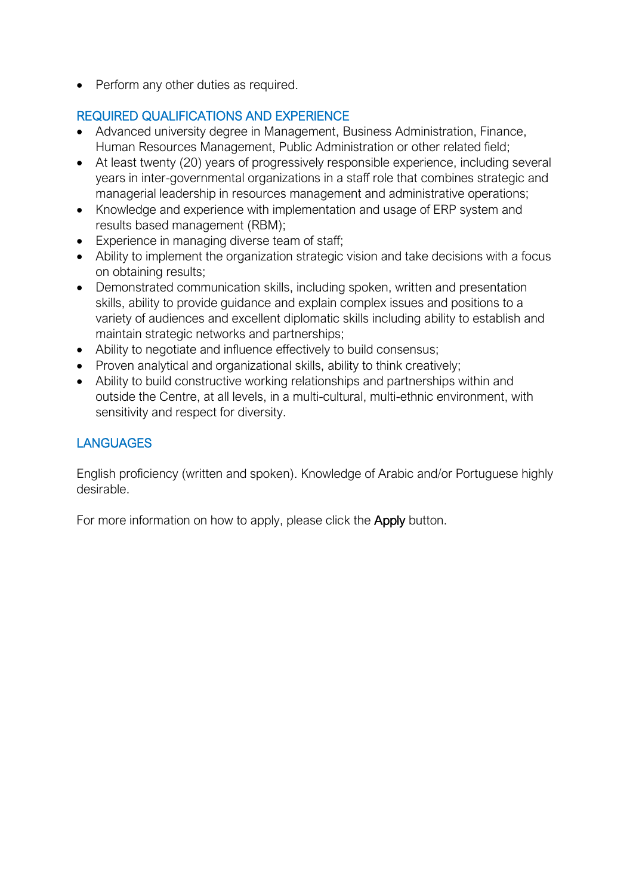- Perform any other duties as required.

## REQUIRED QUALIFICATIONS AND EXPERIENCE

- Advanced university degree in Management, Business Administration, Finance, Human Resources Management, Public Administration or other related field;
- At least twenty (20) years of progressively responsible experience, including several years in inter-governmental organizations in a staff role that combines strategic and managerial leadership in resources management and administrative operations;
- Knowledge and experience with implementation and usage of ERP system and results based management (RBM);
- Experience in managing diverse team of staff;
- Ability to implement the organization strategic vision and take decisions with a focus on obtaining results;
- Demonstrated communication skills, including spoken, written and presentation skills, ability to provide guidance and explain complex issues and positions to a variety of audiences and excellent diplomatic skills including ability to establish and maintain strategic networks and partnerships;
- Ability to negotiate and influence effectively to build consensus;
- Proven analytical and organizational skills, ability to think creatively;
- Ability to build constructive working relationships and partnerships within and outside the Centre, at all levels, in a multi-cultural, multi-ethnic environment, with sensitivity and respect for diversity.

## LANGUAGES

English proficiency (written and spoken). Knowledge of Arabic and/or Portuguese highly desirable.

For more information on how to apply, please click the **Apply** button.